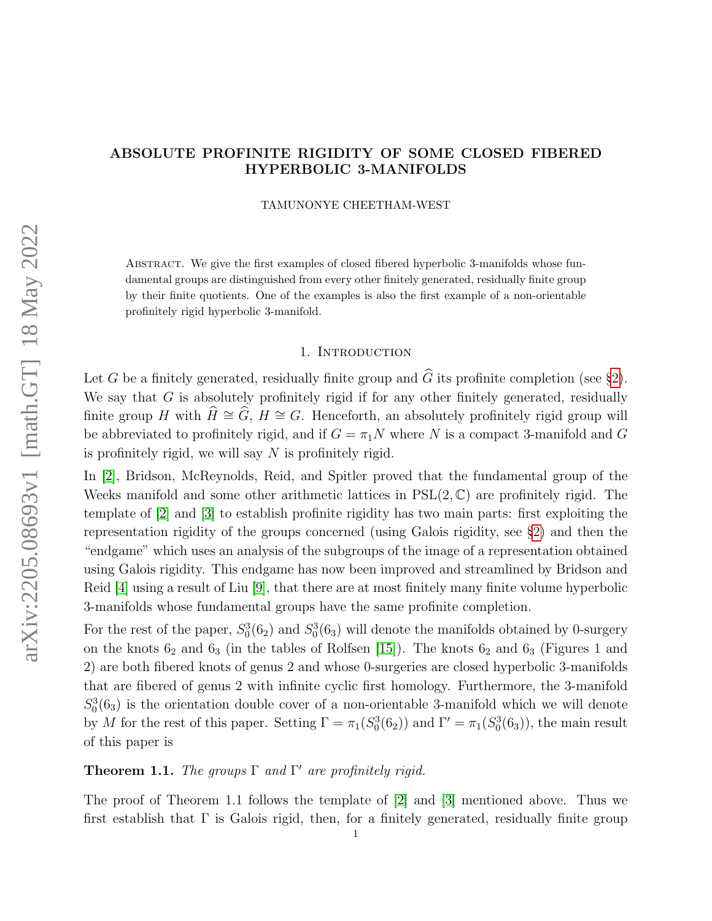# ABSOLUTE PROFINITE RIGIDITY OF SOME CLOSED FIBERED HYPERBOLIC 3-MANIFOLDS

TAMUNONYE CHEETHAM-WEST

Abstract. We give the first examples of closed fibered hyperbolic 3-manifolds whose fundamental groups are distinguished from every other finitely generated, residually finite group by their finite quotients. One of the examples is also the first example of a non-orientable profinitely rigid hyperbolic 3-manifold.

## 1. Introduction

Let $G$ be a finitely generated, residually finite group and $\widehat{G}$ its profinite completion (see §2). We say that $G$ is absolutely profinitely rigid if for any other finitely generated, residually finite group $H$ with $\widehat{H} \cong \widehat{G}$, $H \cong G$. Henceforth, an absolutely profinitely rigid group will be abbreviated to profinitely rigid, and if $G = \pi_1 N$ where $N$ is a compact 3-manifold and $G$ is profinitely rigid, we will say $N$ is profinitely rigid.

In [2], Bridson, McReynolds, Reid, and Spitler proved that the fundamental group of the Weeks manifold and some other arithmetic lattices in $\mathrm{PSL}(2, \mathbb{C})$ are profinitely rigid. The template of [2] and [3] to establish profinite rigidity has two main parts: first exploiting the representation rigidity of the groups concerned (using Galois rigidity, see §2) and then the "endgame" which uses an analysis of the subgroups of the image of a representation obtained using Galois rigidity. This endgame has now been improved and streamlined by Bridson and Reid [4] using a result of Liu [9], that there are at most finitely many finite volume hyperbolic 3-manifolds whose fundamental groups have the same profinite completion.

For the rest of the paper, $S^3_0(6_2)$ and $S^3_0(6_3)$ will denote the manifolds obtained by 0-surgery on the knots $6_2$ and $6_3$ (in the tables of Rolfsen [15]). The knots $6_2$ and $6_3$ (Figures 1 and 2) are both fibered knots of genus 2 and whose 0-surgeries are closed hyperbolic 3-manifolds that are fibered of genus 2 with infinite cyclic first homology. Furthermore, the 3-manifold $S^3_0(6_3)$ is the orientation double cover of a non-orientable 3-manifold which we will denote by $M$ for the rest of this paper. Setting $\Gamma = \pi_1(S^3_0(6_2))$ and $\Gamma' = \pi_1(S^3_0(6_3))$, the main result of this paper is

**Theorem 1.1.** *The groups $\Gamma$ and $\Gamma'$ are profinitely rigid.*

The proof of Theorem 1.1 follows the template of [2] and [3] mentioned above. Thus we first establish that $\Gamma$ is Galois rigid, then, for a finitely generated, residually finite group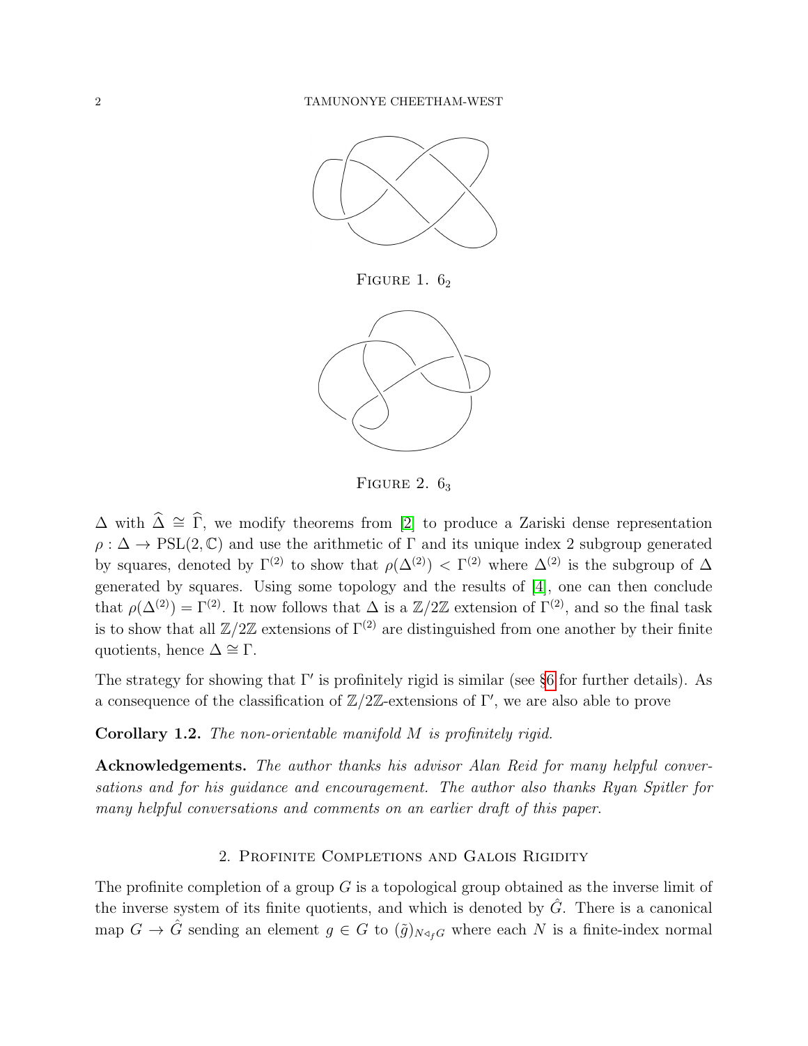FIGURE 1. $6_2$

FIGURE 2. $6_3$

$\Delta$ with $\widehat{\Delta} \cong \widehat{\Gamma}$, we modify theorems from [2] to produce a Zariski dense representation $\rho : \Delta \to \mathrm{PSL}(2, \mathbb{C})$ and use the arithmetic of $\Gamma$ and its unique index 2 subgroup generated by squares, denoted by $\Gamma^{(2)}$ to show that $\rho(\Delta^{(2)}) < \Gamma^{(2)}$ where $\Delta^{(2)}$ is the subgroup of $\Delta$ generated by squares. Using some topology and the results of [4], one can then conclude that $\rho(\Delta^{(2)}) = \Gamma^{(2)}$. It now follows that $\Delta$ is a $\mathbb{Z}/2\mathbb{Z}$ extension of $\Gamma^{(2)}$, and so the final task is to show that all $\mathbb{Z}/2\mathbb{Z}$ extensions of $\Gamma^{(2)}$ are distinguished from one another by their finite quotients, hence $\Delta \cong \Gamma$.

The strategy for showing that $\Gamma'$ is profinitely rigid is similar (see §6 for further details). As a consequence of the classification of $\mathbb{Z}/2\mathbb{Z}$-extensions of $\Gamma'$, we are also able to prove

**Corollary 1.2.** *The non-orientable manifold $M$ is profinitely rigid.*

**Acknowledgements.** *The author thanks his advisor Alan Reid for many helpful conversations and for his guidance and encouragement. The author also thanks Ryan Spitler for many helpful conversations and comments on an earlier draft of this paper.*

## 2. Profinite Completions and Galois Rigidity

The profinite completion of a group $G$ is a topological group obtained as the inverse limit of the inverse system of its finite quotients, and which is denoted by $\hat{G}$. There is a canonical map $G \to \hat{G}$ sending an element $g \in G$ to $(\tilde{g})_{N \triangleleft_f G}$ where each $N$ is a finite-index normal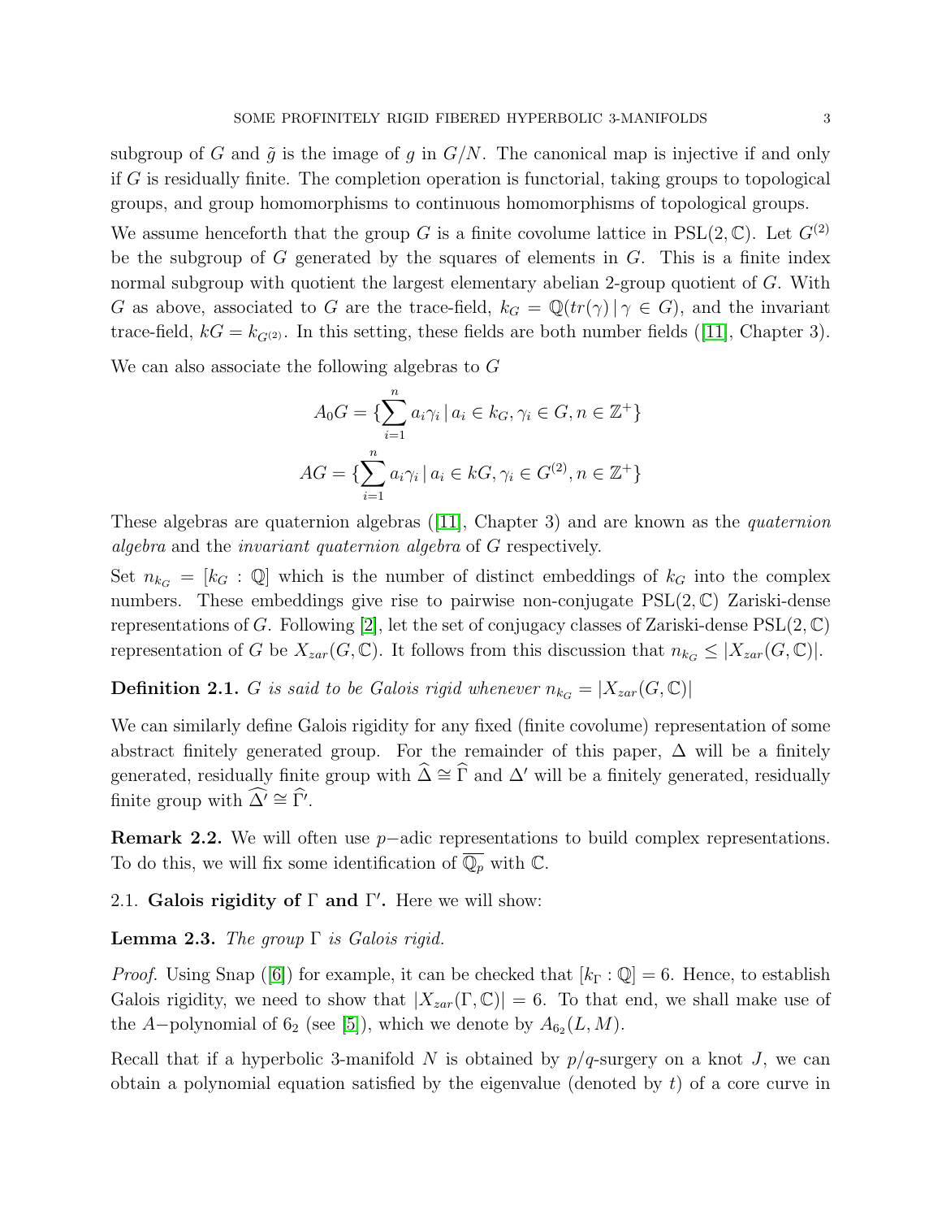subgroup of $G$ and $\tilde{g}$ is the image of $g$ in $G/N$. The canonical map is injective if and only if $G$ is residually finite. The completion operation is functorial, taking groups to topological groups, and group homomorphisms to continuous homomorphisms of topological groups.

We assume henceforth that the group $G$ is a finite covolume lattice in $\mathrm{PSL}(2,\mathbb{C})$. Let $G^{(2)}$ be the subgroup of $G$ generated by the squares of elements in $G$. This is a finite index normal subgroup with quotient the largest elementary abelian 2-group quotient of $G$. With $G$ as above, associated to $G$ are the trace-field, $k_G = \mathbb{Q}(tr(\gamma) \,|\, \gamma \in G)$, and the invariant trace-field, $kG = k_{G^{(2)}}$. In this setting, these fields are both number fields ([11], Chapter 3).

We can also associate the following algebras to $G$

$$A_0G = \{\sum_{i=1}^{n} a_i\gamma_i \,|\, a_i \in k_G, \gamma_i \in G, n \in \mathbb{Z}^+\}$$

$$AG = \{\sum_{i=1}^{n} a_i\gamma_i \,|\, a_i \in kG, \gamma_i \in G^{(2)}, n \in \mathbb{Z}^+\}$$

These algebras are quaternion algebras ([11], Chapter 3) and are known as the *quaternion algebra* and the *invariant quaternion algebra* of $G$ respectively.

Set $n_{k_G} = [k_G : \mathbb{Q}]$ which is the number of distinct embeddings of $k_G$ into the complex numbers. These embeddings give rise to pairwise non-conjugate $\mathrm{PSL}(2,\mathbb{C})$ Zariski-dense representations of $G$. Following [2], let the set of conjugacy classes of Zariski-dense $\mathrm{PSL}(2,\mathbb{C})$ representation of $G$ be $X_{zar}(G,\mathbb{C})$. It follows from this discussion that $n_{k_G} \leq |X_{zar}(G,\mathbb{C})|$.

**Definition 2.1.** *$G$ is said to be Galois rigid whenever $n_{k_G} = |X_{zar}(G,\mathbb{C})|$*

We can similarly define Galois rigidity for any fixed (finite covolume) representation of some abstract finitely generated group. For the remainder of this paper, $\Delta$ will be a finitely generated, residually finite group with $\widehat{\Delta} \cong \widehat{\Gamma}$ and $\Delta'$ will be a finitely generated, residually finite group with $\widehat{\Delta'} \cong \widehat{\Gamma'}$.

**Remark 2.2.** We will often use $p$−adic representations to build complex representations. To do this, we will fix some identification of $\overline{\mathbb{Q}_p}$ with $\mathbb{C}$.

### 2.1. Galois rigidity of $\Gamma$ and $\Gamma'$.

Here we will show:

**Lemma 2.3.** *The group $\Gamma$ is Galois rigid.*

*Proof.* Using Snap ([6]) for example, it can be checked that $[k_\Gamma : \mathbb{Q}] = 6$. Hence, to establish Galois rigidity, we need to show that $|X_{zar}(\Gamma,\mathbb{C})| = 6$. To that end, we shall make use of the $A$−polynomial of $6_2$ (see [5]), which we denote by $A_{6_2}(L, M)$.

Recall that if a hyperbolic 3-manifold $N$ is obtained by $p/q$-surgery on a knot $J$, we can obtain a polynomial equation satisfied by the eigenvalue (denoted by $t$) of a core curve in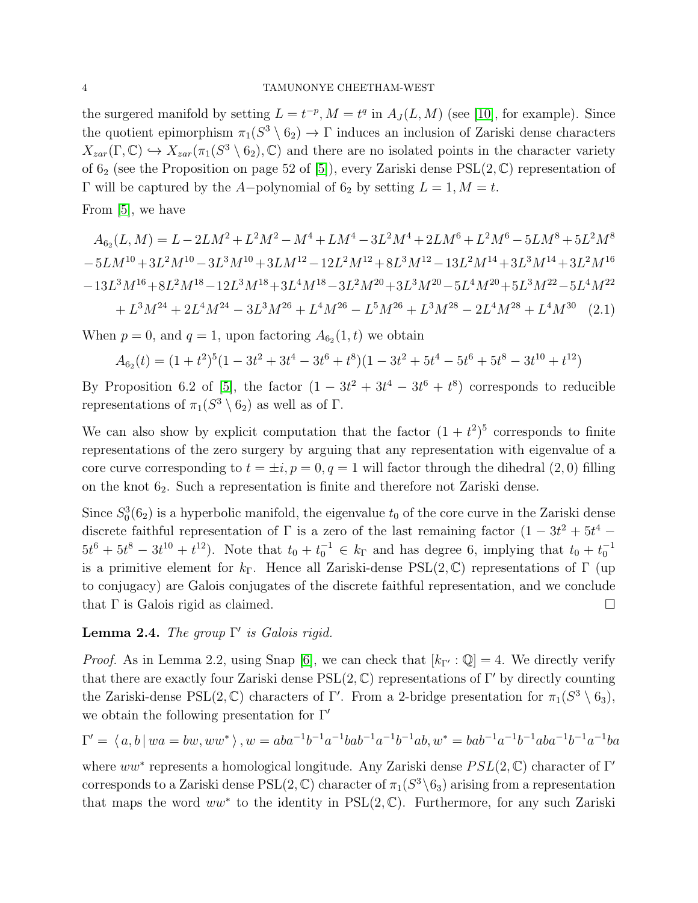the surgered manifold by setting $L = t^{-p}, M = t^q$ in $A_J(L, M)$ (see [10], for example). Since the quotient epimorphism $\pi_1(S^3 \setminus 6_2) \to \Gamma$ induces an inclusion of Zariski dense characters $X_{zar}(\Gamma, \mathbb{C}) \hookrightarrow X_{zar}(\pi_1(S^3 \setminus 6_2), \mathbb{C})$ and there are no isolated points in the character variety of $6_2$ (see the Proposition on page 52 of [5]), every Zariski dense $\mathrm{PSL}(2, \mathbb{C})$ representation of $\Gamma$ will be captured by the $A-$polynomial of $6_2$ by setting $L = 1, M = t$.

From [5], we have

$$
\begin{aligned}
A_{6_2}(L, M) &= L - 2LM^2 + L^2M^2 - M^4 + LM^4 - 3L^2M^4 + 2LM^6 + L^2M^6 - 5LM^8 + 5L^2M^8 \\
&- 5LM^{10} + 3L^2M^{10} - 3L^3M^{10} + 3LM^{12} - 12L^2M^{12} + 8L^3M^{12} - 13L^2M^{14} + 3L^3M^{14} + 3L^2M^{16} \\
&- 13L^3M^{16} + 8L^2M^{18} - 12L^3M^{18} + 3L^4M^{18} - 3L^2M^{20} + 3L^3M^{20} - 5L^4M^{20} + 5L^3M^{22} - 5L^4M^{22} \\
&+ L^3M^{24} + 2L^4M^{24} - 3L^3M^{26} + L^4M^{26} - L^5M^{26} + L^3M^{28} - 2L^4M^{28} + L^4M^{30} \quad (2.1)
\end{aligned}
$$

When $p = 0$, and $q = 1$, upon factoring $A_{6_2}(1, t)$ we obtain

$$A_{6_2}(t) = (1 + t^2)^5(1 - 3t^2 + 3t^4 - 3t^6 + t^8)(1 - 3t^2 + 5t^4 - 5t^6 + 5t^8 - 3t^{10} + t^{12})$$

By Proposition 6.2 of [5], the factor $(1 - 3t^2 + 3t^4 - 3t^6 + t^8)$ corresponds to reducible representations of $\pi_1(S^3 \setminus 6_2)$ as well as of $\Gamma$.

We can also show by explicit computation that the factor $(1 + t^2)^5$ corresponds to finite representations of the zero surgery by arguing that any representation with eigenvalue of a core curve corresponding to $t = \pm i, p = 0, q = 1$ will factor through the dihedral $(2, 0)$ filling on the knot $6_2$. Such a representation is finite and therefore not Zariski dense.

Since $S^3_0(6_2)$ is a hyperbolic manifold, the eigenvalue $t_0$ of the core curve in the Zariski dense discrete faithful representation of $\Gamma$ is a zero of the last remaining factor $(1 - 3t^2 + 5t^4 - 5t^6 + 5t^8 - 3t^{10} + t^{12})$. Note that $t_0 + t_0^{-1} \in k_\Gamma$ and has degree 6, implying that $t_0 + t_0^{-1}$ is a primitive element for $k_\Gamma$. Hence all Zariski-dense $\mathrm{PSL}(2, \mathbb{C})$ representations of $\Gamma$ (up to conjugacy) are Galois conjugates of the discrete faithful representation, and we conclude that $\Gamma$ is Galois rigid as claimed. $\square$

**Lemma 2.4.** *The group $\Gamma'$ is Galois rigid.*

*Proof.* As in Lemma 2.2, using Snap [6], we can check that $[k_{\Gamma'} : \mathbb{Q}] = 4$. We directly verify that there are exactly four Zariski dense $\mathrm{PSL}(2, \mathbb{C})$ representations of $\Gamma'$ by directly counting the Zariski-dense $\mathrm{PSL}(2, \mathbb{C})$ characters of $\Gamma'$. From a 2-bridge presentation for $\pi_1(S^3 \setminus 6_3)$, we obtain the following presentation for $\Gamma'$

$$\Gamma' = \langle\, a, b \,|\, wa = bw, ww^* \,\rangle\,, w = aba^{-1}b^{-1}a^{-1}bab^{-1}a^{-1}b^{-1}ab, w^* = bab^{-1}a^{-1}b^{-1}aba^{-1}b^{-1}a^{-1}ba$$

where $ww^*$ represents a homological longitude. Any Zariski dense $PSL(2, \mathbb{C})$ character of $\Gamma'$ corresponds to a Zariski dense $\mathrm{PSL}(2, \mathbb{C})$ character of $\pi_1(S^3 \setminus 6_3)$ arising from a representation that maps the word $ww^*$ to the identity in $\mathrm{PSL}(2, \mathbb{C})$. Furthermore, for any such Zariski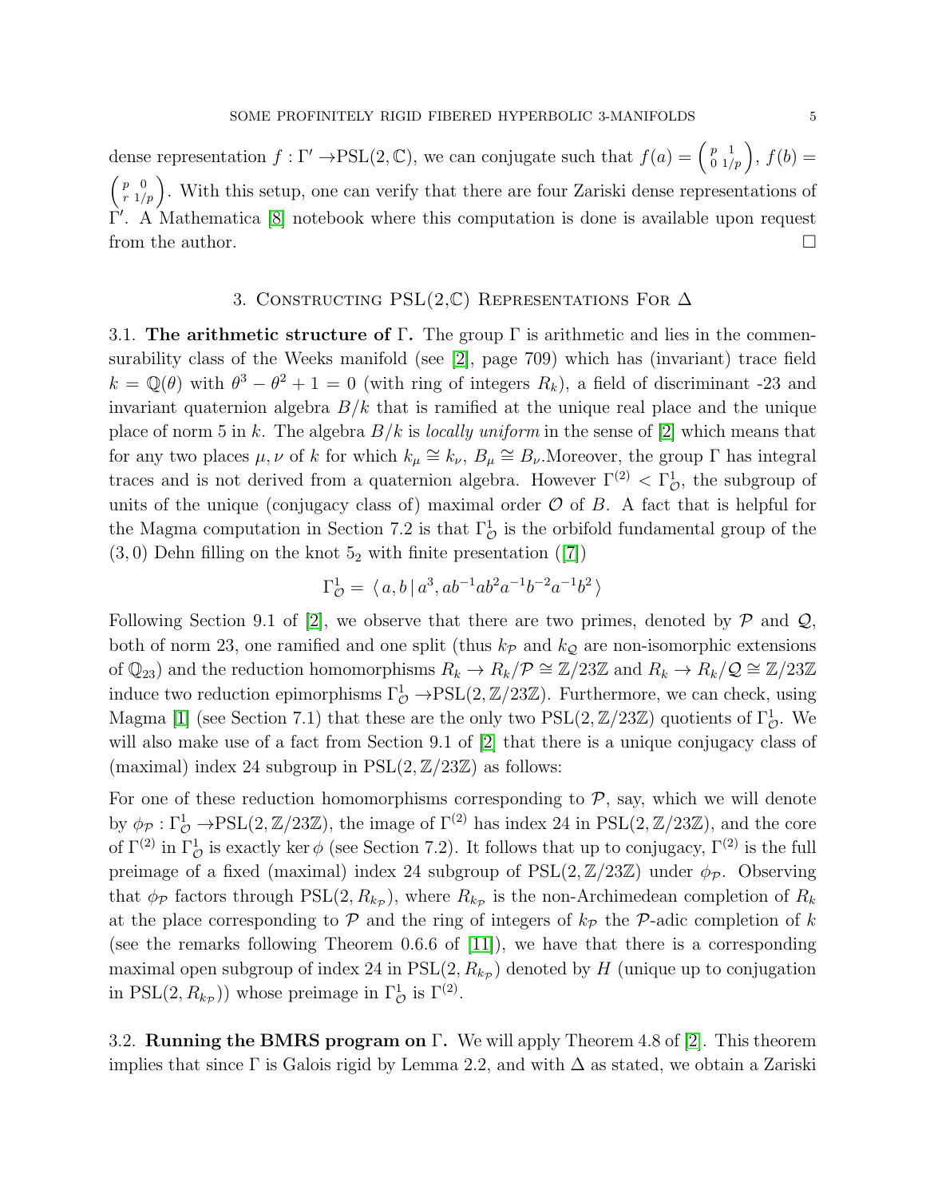dense representation $f : \Gamma' \to \mathrm{PSL}(2,\mathbb{C})$, we can conjugate such that $f(a) = \begin{pmatrix} p & 1 \\ 0 & 1/p \end{pmatrix}$, $f(b) = \begin{pmatrix} p & 0 \\ r & 1/p \end{pmatrix}$. With this setup, one can verify that there are four Zariski dense representations of $\Gamma'$. A Mathematica [8] notebook where this computation is done is available upon request from the author. $\square$

## 3. Constructing PSL(2,ℂ) Representations For Δ

**3.1. The arithmetic structure of** $\Gamma$**.** The group $\Gamma$ is arithmetic and lies in the commensurability class of the Weeks manifold (see [2], page 709) which has (invariant) trace field $k = \mathbb{Q}(\theta)$ with $\theta^3 - \theta^2 + 1 = 0$ (with ring of integers $R_k$), a field of discriminant -23 and invariant quaternion algebra $B/k$ that is ramified at the unique real place and the unique place of norm 5 in $k$. The algebra $B/k$ is *locally uniform* in the sense of [2] which means that for any two places $\mu, \nu$ of $k$ for which $k_\mu \cong k_\nu$, $B_\mu \cong B_\nu$.Moreover, the group $\Gamma$ has integral traces and is not derived from a quaternion algebra. However $\Gamma^{(2)} < \Gamma^1_{\mathcal{O}}$, the subgroup of units of the unique (conjugacy class of) maximal order $\mathcal{O}$ of $B$. A fact that is helpful for the Magma computation in Section 7.2 is that $\Gamma^1_{\mathcal{O}}$ is the orbifold fundamental group of the $(3,0)$ Dehn filling on the knot $5_2$ with finite presentation ([7])

$$\Gamma^1_{\mathcal{O}} = \langle\, a, b \,|\, a^3, ab^{-1}ab^2a^{-1}b^{-2}a^{-1}b^2 \,\rangle$$

Following Section 9.1 of [2], we observe that there are two primes, denoted by $\mathcal{P}$ and $\mathcal{Q}$, both of norm 23, one ramified and one split (thus $k_{\mathcal{P}}$ and $k_{\mathcal{Q}}$ are non-isomorphic extensions of $\mathbb{Q}_{23}$) and the reduction homomorphisms $R_k \to R_k/\mathcal{P} \cong \mathbb{Z}/23\mathbb{Z}$ and $R_k \to R_k/\mathcal{Q} \cong \mathbb{Z}/23\mathbb{Z}$ induce two reduction epimorphisms $\Gamma^1_{\mathcal{O}} \to \mathrm{PSL}(2,\mathbb{Z}/23\mathbb{Z})$. Furthermore, we can check, using Magma [1] (see Section 7.1) that these are the only two $\mathrm{PSL}(2,\mathbb{Z}/23\mathbb{Z})$ quotients of $\Gamma^1_{\mathcal{O}}$. We will also make use of a fact from Section 9.1 of [2] that there is a unique conjugacy class of (maximal) index 24 subgroup in $\mathrm{PSL}(2,\mathbb{Z}/23\mathbb{Z})$ as follows:

For one of these reduction homomorphisms corresponding to $\mathcal{P}$, say, which we will denote by $\phi_{\mathcal{P}} : \Gamma^1_{\mathcal{O}} \to \mathrm{PSL}(2,\mathbb{Z}/23\mathbb{Z})$, the image of $\Gamma^{(2)}$ has index 24 in $\mathrm{PSL}(2,\mathbb{Z}/23\mathbb{Z})$, and the core of $\Gamma^{(2)}$ in $\Gamma^1_{\mathcal{O}}$ is exactly $\ker\phi$ (see Section 7.2). It follows that up to conjugacy, $\Gamma^{(2)}$ is the full preimage of a fixed (maximal) index 24 subgroup of $\mathrm{PSL}(2,\mathbb{Z}/23\mathbb{Z})$ under $\phi_{\mathcal{P}}$. Observing that $\phi_{\mathcal{P}}$ factors through $\mathrm{PSL}(2,R_{k_{\mathcal{P}}})$, where $R_{k_{\mathcal{P}}}$ is the non-Archimedean completion of $R_k$ at the place corresponding to $\mathcal{P}$ and the ring of integers of $k_{\mathcal{P}}$ the $\mathcal{P}$-adic completion of $k$ (see the remarks following Theorem 0.6.6 of [11]), we have that there is a corresponding maximal open subgroup of index 24 in $\mathrm{PSL}(2,R_{k_{\mathcal{P}}})$ denoted by $H$ (unique up to conjugation in $\mathrm{PSL}(2,R_{k_{\mathcal{P}}})$) whose preimage in $\Gamma^1_{\mathcal{O}}$ is $\Gamma^{(2)}$.

**3.2. Running the BMRS program on** $\Gamma$**.** We will apply Theorem 4.8 of [2]. This theorem implies that since $\Gamma$ is Galois rigid by Lemma 2.2, and with $\Delta$ as stated, we obtain a Zariski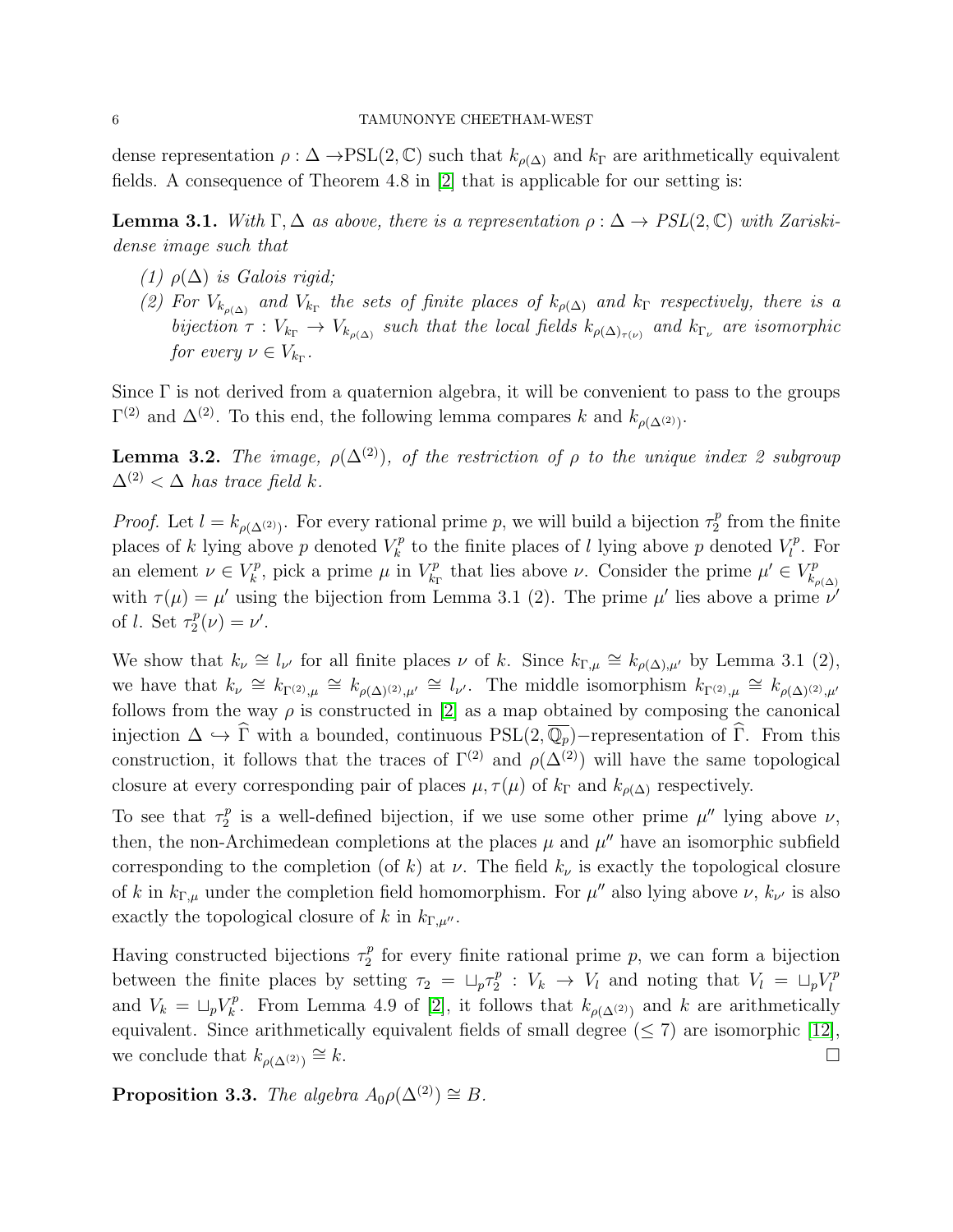dense representation $\rho : \Delta \to \mathrm{PSL}(2, \mathbb{C})$ such that $k_{\rho(\Delta)}$ and $k_\Gamma$ are arithmetically equivalent fields. A consequence of Theorem 4.8 in [2] that is applicable for our setting is:

**Lemma 3.1.** *With $\Gamma, \Delta$ as above, there is a representation $\rho : \Delta \to PSL(2, \mathbb{C})$ with Zariski-dense image such that*

*(1) $\rho(\Delta)$ is Galois rigid;*

*(2) For $V_{k_{\rho(\Delta)}}$ and $V_{k_\Gamma}$ the sets of finite places of $k_{\rho(\Delta)}$ and $k_\Gamma$ respectively, there is a bijection $\tau : V_{k_\Gamma} \to V_{k_{\rho(\Delta)}}$ such that the local fields $k_{\rho(\Delta)_{\tau(\nu)}}$ and $k_{\Gamma_\nu}$ are isomorphic for every $\nu \in V_{k_\Gamma}$.*

Since $\Gamma$ is not derived from a quaternion algebra, it will be convenient to pass to the groups $\Gamma^{(2)}$ and $\Delta^{(2)}$. To this end, the following lemma compares $k$ and $k_{\rho(\Delta^{(2)})}$.

**Lemma 3.2.** *The image, $\rho(\Delta^{(2)})$, of the restriction of $\rho$ to the unique index 2 subgroup $\Delta^{(2)} < \Delta$ has trace field $k$.*

*Proof.* Let $l = k_{\rho(\Delta^{(2)})}$. For every rational prime $p$, we will build a bijection $\tau_2^p$ from the finite places of $k$ lying above $p$ denoted $V_k^p$ to the finite places of $l$ lying above $p$ denoted $V_l^p$. For an element $\nu \in V_k^p$, pick a prime $\mu$ in $V_{k_\Gamma}^p$ that lies above $\nu$. Consider the prime $\mu' \in V_{k_{\rho(\Delta)}}^p$ with $\tau(\mu) = \mu'$ using the bijection from Lemma 3.1 (2). The prime $\mu'$ lies above a prime $\nu'$ of $l$. Set $\tau_2^p(\nu) = \nu'$.

We show that $k_\nu \cong l_{\nu'}$ for all finite places $\nu$ of $k$. Since $k_{\Gamma,\mu} \cong k_{\rho(\Delta),\mu'}$ by Lemma 3.1 (2), we have that $k_\nu \cong k_{\Gamma^{(2)},\mu} \cong k_{\rho(\Delta)^{(2)},\mu'} \cong l_{\nu'}$. The middle isomorphism $k_{\Gamma^{(2)},\mu} \cong k_{\rho(\Delta)^{(2)},\mu'}$ follows from the way $\rho$ is constructed in [2] as a map obtained by composing the canonical injection $\Delta \hookrightarrow \widehat{\Gamma}$ with a bounded, continuous $\mathrm{PSL}(2, \overline{\mathbb{Q}_p})-$representation of $\widehat{\Gamma}$. From this construction, it follows that the traces of $\Gamma^{(2)}$ and $\rho(\Delta^{(2)})$ will have the same topological closure at every corresponding pair of places $\mu, \tau(\mu)$ of $k_\Gamma$ and $k_{\rho(\Delta)}$ respectively.

To see that $\tau_2^p$ is a well-defined bijection, if we use some other prime $\mu''$ lying above $\nu$, then, the non-Archimedean completions at the places $\mu$ and $\mu''$ have an isomorphic subfield corresponding to the completion (of $k$) at $\nu$. The field $k_\nu$ is exactly the topological closure of $k$ in $k_{\Gamma,\mu}$ under the completion field homomorphism. For $\mu''$ also lying above $\nu$, $k_{\nu'}$ is also exactly the topological closure of $k$ in $k_{\Gamma,\mu''}$.

Having constructed bijections $\tau_2^p$ for every finite rational prime $p$, we can form a bijection between the finite places by setting $\tau_2 = \sqcup_p \tau_2^p : V_k \to V_l$ and noting that $V_l = \sqcup_p V_l^p$ and $V_k = \sqcup_p V_k^p$. From Lemma 4.9 of [2], it follows that $k_{\rho(\Delta^{(2)})}$ and $k$ are arithmetically equivalent. Since arithmetically equivalent fields of small degree ($\leq 7$) are isomorphic [12], we conclude that $k_{\rho(\Delta^{(2)})} \cong k$. □

**Proposition 3.3.** *The algebra $A_0\rho(\Delta^{(2)}) \cong B$.*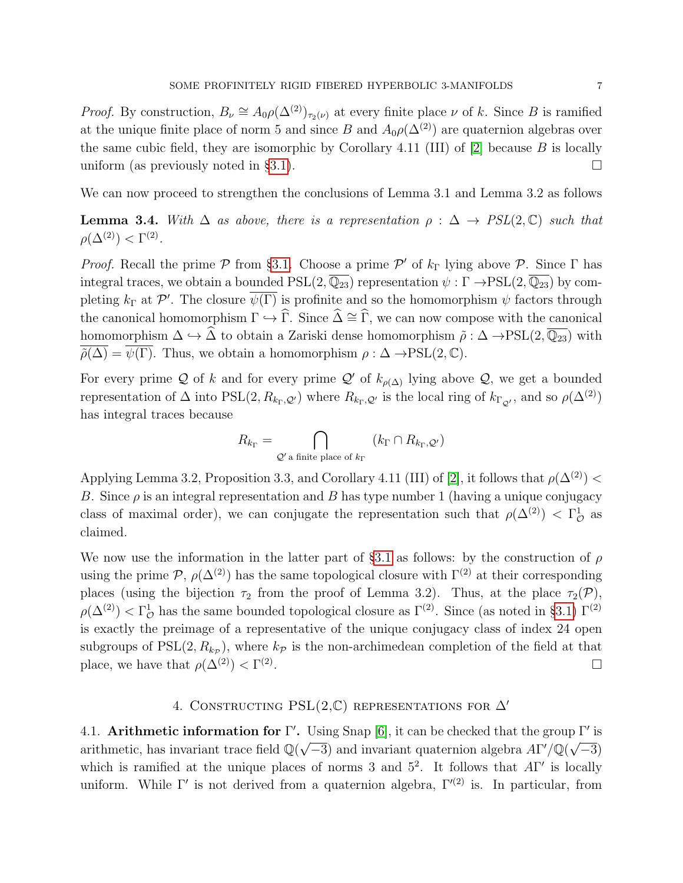*Proof.* By construction, $B_\nu \cong A_0\rho(\Delta^{(2)})_{\tau_2(\nu)}$ at every finite place $\nu$ of $k$. Since $B$ is ramified at the unique finite place of norm 5 and since $B$ and $A_0\rho(\Delta^{(2)})$ are quaternion algebras over the same cubic field, they are isomorphic by Corollary 4.11 (III) of [2] because $B$ is locally uniform (as previously noted in §3.1). □

We can now proceed to strengthen the conclusions of Lemma 3.1 and Lemma 3.2 as follows

**Lemma 3.4.** *With $\Delta$ as above, there is a representation $\rho : \Delta \to PSL(2,\mathbb{C})$ such that $\rho(\Delta^{(2)}) < \Gamma^{(2)}$.*

*Proof.* Recall the prime $\mathcal{P}$ from §3.1. Choose a prime $\mathcal{P}'$ of $k_\Gamma$ lying above $\mathcal{P}$. Since $\Gamma$ has integral traces, we obtain a bounded $\mathrm{PSL}(2,\overline{\mathbb{Q}_{23}})$ representation $\psi : \Gamma \to \mathrm{PSL}(2,\overline{\mathbb{Q}_{23}})$ by completing $k_\Gamma$ at $\mathcal{P}'$. The closure $\overline{\psi(\Gamma)}$ is profinite and so the homomorphism $\psi$ factors through the canonical homomorphism $\Gamma \hookrightarrow \widehat{\Gamma}$. Since $\widehat{\Delta} \cong \widehat{\Gamma}$, we can now compose with the canonical homomorphism $\Delta \hookrightarrow \widehat{\Delta}$ to obtain a Zariski dense homomorphism $\tilde{\rho} : \Delta \to \mathrm{PSL}(2,\overline{\mathbb{Q}_{23}})$ with $\overline{\tilde{\rho}(\Delta)} = \overline{\psi(\Gamma)}$. Thus, we obtain a homomorphism $\rho : \Delta \to \mathrm{PSL}(2,\mathbb{C})$.

For every prime $\mathcal{Q}$ of $k$ and for every prime $\mathcal{Q}'$ of $k_{\rho(\Delta)}$ lying above $\mathcal{Q}$, we get a bounded representation of $\Delta$ into $\mathrm{PSL}(2, R_{k_\Gamma,\mathcal{Q}'})$ where $R_{k_\Gamma,\mathcal{Q}'}$ is the local ring of $k_{\Gamma_{\mathcal{Q}'}}$, and so $\rho(\Delta^{(2)})$ has integral traces because

$$R_{k_\Gamma} = \bigcap_{\mathcal{Q}' \text{ a finite place of } k_\Gamma} (k_\Gamma \cap R_{k_\Gamma,\mathcal{Q}'})$$

Applying Lemma 3.2, Proposition 3.3, and Corollary 4.11 (III) of [2], it follows that $\rho(\Delta^{(2)}) < B$. Since $\rho$ is an integral representation and $B$ has type number 1 (having a unique conjugacy class of maximal order), we can conjugate the representation such that $\rho(\Delta^{(2)}) < \Gamma^1_{\mathcal{O}}$ as claimed.

We now use the information in the latter part of §3.1 as follows: by the construction of $\rho$ using the prime $\mathcal{P}$, $\rho(\Delta^{(2)})$ has the same topological closure with $\Gamma^{(2)}$ at their corresponding places (using the bijection $\tau_2$ from the proof of Lemma 3.2). Thus, at the place $\tau_2(\mathcal{P})$, $\rho(\Delta^{(2)}) < \Gamma^1_{\mathcal{O}}$ has the same bounded topological closure as $\Gamma^{(2)}$. Since (as noted in §3.1) $\Gamma^{(2)}$ is exactly the preimage of a representative of the unique conjugacy class of index 24 open subgroups of $\mathrm{PSL}(2, R_{k_\mathcal{P}})$, where $k_\mathcal{P}$ is the non-archimedean completion of the field at that place, we have that $\rho(\Delta^{(2)}) < \Gamma^{(2)}$. □

## 4. Constructing PSL(2,ℂ) representations for $\Delta'$

4.1. **Arithmetic information for $\Gamma'$.** Using Snap [6], it can be checked that the group $\Gamma'$ is arithmetic, has invariant trace field $\mathbb{Q}(\sqrt{-3})$ and invariant quaternion algebra $A\Gamma'/\mathbb{Q}(\sqrt{-3})$ which is ramified at the unique places of norms 3 and $5^2$. It follows that $A\Gamma'$ is locally uniform. While $\Gamma'$ is not derived from a quaternion algebra, $\Gamma'^{(2)}$ is. In particular, from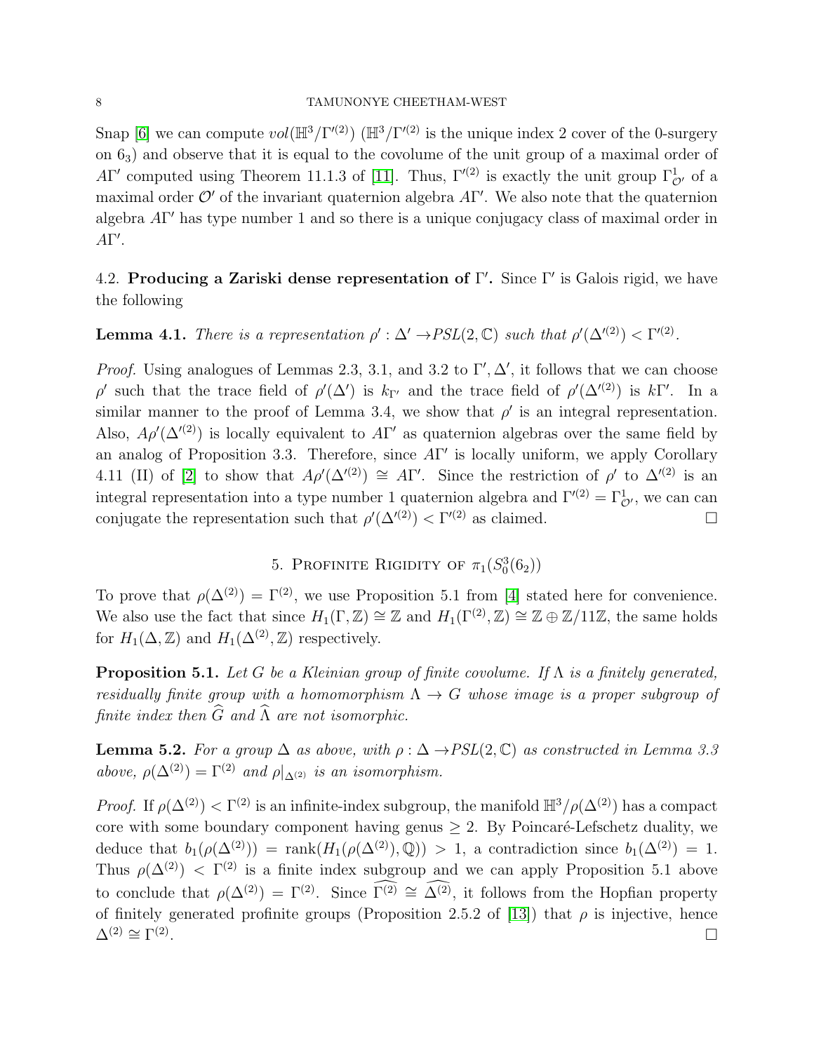Snap [6] we can compute $vol(\mathbb{H}^3/\Gamma'^{(2)})$ ($\mathbb{H}^3/\Gamma'^{(2)}$ is the unique index 2 cover of the 0-surgery on $6_3$) and observe that it is equal to the covolume of the unit group of a maximal order of $A\Gamma'$ computed using Theorem 11.1.3 of [11]. Thus, $\Gamma'^{(2)}$ is exactly the unit group $\Gamma^1_{\mathcal{O}'}$ of a maximal order $\mathcal{O}'$ of the invariant quaternion algebra $A\Gamma'$. We also note that the quaternion algebra $A\Gamma'$ has type number 1 and so there is a unique conjugacy class of maximal order in $A\Gamma'$.

4.2. **Producing a Zariski dense representation of $\Gamma'$.** Since $\Gamma'$ is Galois rigid, we have the following

**Lemma 4.1.** *There is a representation $\rho' : \Delta' \to PSL(2, \mathbb{C})$ such that $\rho'(\Delta'^{(2)}) < \Gamma'^{(2)}$.*

*Proof.* Using analogues of Lemmas 2.3, 3.1, and 3.2 to $\Gamma', \Delta'$, it follows that we can choose $\rho'$ such that the trace field of $\rho'(\Delta')$ is $k_{\Gamma'}$ and the trace field of $\rho'(\Delta'^{(2)})$ is $k\Gamma'$. In a similar manner to the proof of Lemma 3.4, we show that $\rho'$ is an integral representation. Also, $A\rho'(\Delta'^{(2)})$ is locally equivalent to $A\Gamma'$ as quaternion algebras over the same field by an analog of Proposition 3.3. Therefore, since $A\Gamma'$ is locally uniform, we apply Corollary 4.11 (II) of [2] to show that $A\rho'(\Delta'^{(2)}) \cong A\Gamma'$. Since the restriction of $\rho'$ to $\Delta'^{(2)}$ is an integral representation into a type number 1 quaternion algebra and $\Gamma'^{(2)} = \Gamma^1_{\mathcal{O}'}$, we can can conjugate the representation such that $\rho'(\Delta'^{(2)}) < \Gamma'^{(2)}$ as claimed. □

## 5. Profinite Rigidity of $\pi_1(S^3_0(6_2))$

To prove that $\rho(\Delta^{(2)}) = \Gamma^{(2)}$, we use Proposition 5.1 from [4] stated here for convenience. We also use the fact that since $H_1(\Gamma, \mathbb{Z}) \cong \mathbb{Z}$ and $H_1(\Gamma^{(2)}, \mathbb{Z}) \cong \mathbb{Z} \oplus \mathbb{Z}/11\mathbb{Z}$, the same holds for $H_1(\Delta, \mathbb{Z})$ and $H_1(\Delta^{(2)}, \mathbb{Z})$ respectively.

**Proposition 5.1.** *Let $G$ be a Kleinian group of finite covolume. If $\Lambda$ is a finitely generated, residually finite group with a homomorphism $\Lambda \to G$ whose image is a proper subgroup of finite index then $\widehat{G}$ and $\widehat{\Lambda}$ are not isomorphic.*

**Lemma 5.2.** *For a group $\Delta$ as above, with $\rho : \Delta \to PSL(2, \mathbb{C})$ as constructed in Lemma 3.3 above, $\rho(\Delta^{(2)}) = \Gamma^{(2)}$ and $\rho|_{\Delta^{(2)}}$ is an isomorphism.*

*Proof.* If $\rho(\Delta^{(2)}) < \Gamma^{(2)}$ is an infinite-index subgroup, the manifold $\mathbb{H}^3/\rho(\Delta^{(2)})$ has a compact core with some boundary component having genus $\geq 2$. By Poincaré-Lefschetz duality, we deduce that $b_1(\rho(\Delta^{(2)})) = \text{rank}(H_1(\rho(\Delta^{(2)}), \mathbb{Q})) > 1$, a contradiction since $b_1(\Delta^{(2)}) = 1$. Thus $\rho(\Delta^{(2)}) < \Gamma^{(2)}$ is a finite index subgroup and we can apply Proposition 5.1 above to conclude that $\rho(\Delta^{(2)}) = \Gamma^{(2)}$. Since $\widehat{\Gamma^{(2)}} \cong \widehat{\Delta^{(2)}}$, it follows from the Hopfian property of finitely generated profinite groups (Proposition 2.5.2 of [13]) that $\rho$ is injective, hence $\Delta^{(2)} \cong \Gamma^{(2)}$. □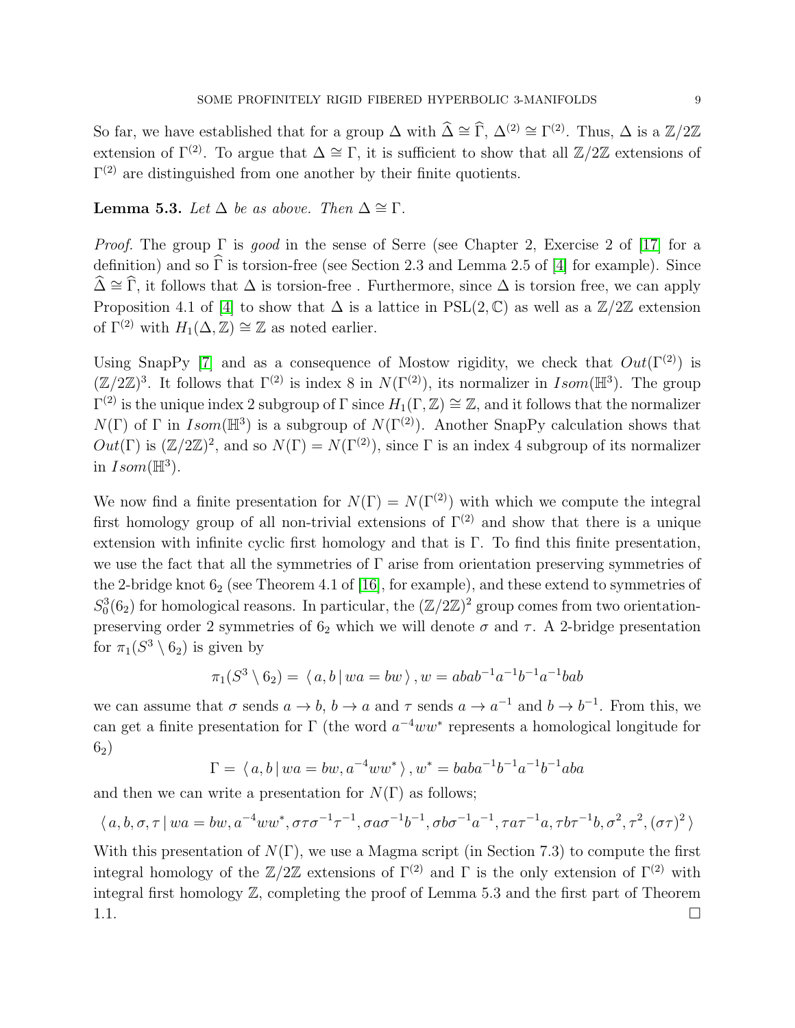So far, we have established that for a group $\Delta$ with $\widehat{\Delta} \cong \widehat{\Gamma}$, $\Delta^{(2)} \cong \Gamma^{(2)}$. Thus, $\Delta$ is a $\mathbb{Z}/2\mathbb{Z}$ extension of $\Gamma^{(2)}$. To argue that $\Delta \cong \Gamma$, it is sufficient to show that all $\mathbb{Z}/2\mathbb{Z}$ extensions of $\Gamma^{(2)}$ are distinguished from one another by their finite quotients.

**Lemma 5.3.** *Let $\Delta$ be as above. Then $\Delta \cong \Gamma$.*

*Proof.* The group $\Gamma$ is *good* in the sense of Serre (see Chapter 2, Exercise 2 of [17] for a definition) and so $\widehat{\Gamma}$ is torsion-free (see Section 2.3 and Lemma 2.5 of [4] for example). Since $\widehat{\Delta} \cong \widehat{\Gamma}$, it follows that $\Delta$ is torsion-free . Furthermore, since $\Delta$ is torsion free, we can apply Proposition 4.1 of [4] to show that $\Delta$ is a lattice in $\mathrm{PSL}(2, \mathbb{C})$ as well as a $\mathbb{Z}/2\mathbb{Z}$ extension of $\Gamma^{(2)}$ with $H_1(\Delta, \mathbb{Z}) \cong \mathbb{Z}$ as noted earlier.

Using SnapPy [7] and as a consequence of Mostow rigidity, we check that $Out(\Gamma^{(2)})$ is $(\mathbb{Z}/2\mathbb{Z})^3$. It follows that $\Gamma^{(2)}$ is index 8 in $N(\Gamma^{(2)})$, its normalizer in $Isom(\mathbb{H}^3)$. The group $\Gamma^{(2)}$ is the unique index 2 subgroup of $\Gamma$ since $H_1(\Gamma, \mathbb{Z}) \cong \mathbb{Z}$, and it follows that the normalizer $N(\Gamma)$ of $\Gamma$ in $Isom(\mathbb{H}^3)$ is a subgroup of $N(\Gamma^{(2)})$. Another SnapPy calculation shows that $Out(\Gamma)$ is $(\mathbb{Z}/2\mathbb{Z})^2$, and so $N(\Gamma) = N(\Gamma^{(2)})$, since $\Gamma$ is an index 4 subgroup of its normalizer in $Isom(\mathbb{H}^3)$.

We now find a finite presentation for $N(\Gamma) = N(\Gamma^{(2)})$ with which we compute the integral first homology group of all non-trivial extensions of $\Gamma^{(2)}$ and show that there is a unique extension with infinite cyclic first homology and that is $\Gamma$. To find this finite presentation, we use the fact that all the symmetries of $\Gamma$ arise from orientation preserving symmetries of the 2-bridge knot $6_2$ (see Theorem 4.1 of [16], for example), and these extend to symmetries of $S^3_0(6_2)$ for homological reasons. In particular, the $(\mathbb{Z}/2\mathbb{Z})^2$ group comes from two orientation-preserving order 2 symmetries of $6_2$ which we will denote $\sigma$ and $\tau$. A 2-bridge presentation for $\pi_1(S^3 \setminus 6_2)$ is given by

$$\pi_1(S^3 \setminus 6_2) = \langle\, a, b \,|\, wa = bw \,\rangle \,, w = abab^{-1}a^{-1}b^{-1}a^{-1}bab$$

we can assume that $\sigma$ sends $a \to b$, $b \to a$ and $\tau$ sends $a \to a^{-1}$ and $b \to b^{-1}$. From this, we can get a finite presentation for $\Gamma$ (the word $a^{-4}ww^*$ represents a homological longitude for $6_2$)

$$\Gamma = \langle\, a, b \,|\, wa = bw, a^{-4}ww^* \,\rangle \,, w^* = baba^{-1}b^{-1}a^{-1}b^{-1}aba$$

and then we can write a presentation for $N(\Gamma)$ as follows;

$$\langle\, a, b, \sigma, \tau \,|\, wa = bw, a^{-4}ww^*, \sigma\tau\sigma^{-1}\tau^{-1}, \sigma a\sigma^{-1}b^{-1}, \sigma b\sigma^{-1}a^{-1}, \tau a\tau^{-1}a, \tau b\tau^{-1}b, \sigma^2, \tau^2, (\sigma\tau)^2 \,\rangle$$

With this presentation of $N(\Gamma)$, we use a Magma script (in Section 7.3) to compute the first integral homology of the $\mathbb{Z}/2\mathbb{Z}$ extensions of $\Gamma^{(2)}$ and $\Gamma$ is the only extension of $\Gamma^{(2)}$ with integral first homology $\mathbb{Z}$, completing the proof of Lemma 5.3 and the first part of Theorem 1.1. $\square$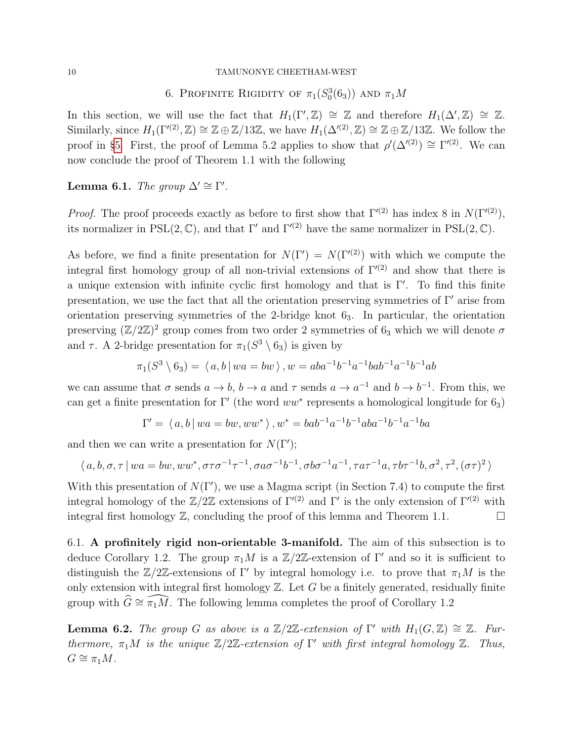## 6. Profinite Rigidity of $\pi_1(S^3_0(6_3))$ and $\pi_1 M$

In this section, we will use the fact that $H_1(\Gamma', \mathbb{Z}) \cong \mathbb{Z}$ and therefore $H_1(\Delta', \mathbb{Z}) \cong \mathbb{Z}$. Similarly, since $H_1(\Gamma'^{(2)}, \mathbb{Z}) \cong \mathbb{Z} \oplus \mathbb{Z}/13\mathbb{Z}$, we have $H_1(\Delta'^{(2)}, \mathbb{Z}) \cong \mathbb{Z} \oplus \mathbb{Z}/13\mathbb{Z}$. We follow the proof in §5. First, the proof of Lemma 5.2 applies to show that $\rho'(\Delta'^{(2)}) \cong \Gamma'^{(2)}$. We can now conclude the proof of Theorem 1.1 with the following

**Lemma 6.1.** *The group $\Delta' \cong \Gamma'$.*

*Proof.* The proof proceeds exactly as before to first show that $\Gamma'^{(2)}$ has index 8 in $N(\Gamma'^{(2)})$, its normalizer in $\mathrm{PSL}(2, \mathbb{C})$, and that $\Gamma'$ and $\Gamma'^{(2)}$ have the same normalizer in $\mathrm{PSL}(2, \mathbb{C})$.

As before, we find a finite presentation for $N(\Gamma') = N(\Gamma'^{(2)})$ with which we compute the integral first homology group of all non-trivial extensions of $\Gamma'^{(2)}$ and show that there is a unique extension with infinite cyclic first homology and that is $\Gamma'$. To find this finite presentation, we use the fact that all the orientation preserving symmetries of $\Gamma'$ arise from orientation preserving symmetries of the 2-bridge knot $6_3$. In particular, the orientation preserving $(\mathbb{Z}/2\mathbb{Z})^2$ group comes from two order 2 symmetries of $6_3$ which we will denote $\sigma$ and $\tau$. A 2-bridge presentation for $\pi_1(S^3 \setminus 6_3)$ is given by

$$\pi_1(S^3 \setminus 6_3) = \langle\, a, b \,|\, wa = bw \,\rangle\,, w = aba^{-1}b^{-1}a^{-1}bab^{-1}a^{-1}b^{-1}ab$$

we can assume that $\sigma$ sends $a \to b$, $b \to a$ and $\tau$ sends $a \to a^{-1}$ and $b \to b^{-1}$. From this, we can get a finite presentation for $\Gamma'$ (the word $ww^*$ represents a homological longitude for $6_3$)

$$\Gamma' = \langle\, a, b \,|\, wa = bw, ww^* \,\rangle\,, w^* = bab^{-1}a^{-1}b^{-1}aba^{-1}b^{-1}a^{-1}ba$$

and then we can write a presentation for $N(\Gamma')$;

$$\langle\, a, b, \sigma, \tau \,|\, wa = bw, ww^*, \sigma\tau\sigma^{-1}\tau^{-1}, \sigma a \sigma^{-1}b^{-1}, \sigma b \sigma^{-1}a^{-1}, \tau a \tau^{-1}a, \tau b \tau^{-1}b, \sigma^2, \tau^2, (\sigma\tau)^2 \,\rangle$$

With this presentation of $N(\Gamma')$, we use a Magma script (in Section 7.4) to compute the first integral homology of the $\mathbb{Z}/2\mathbb{Z}$ extensions of $\Gamma'^{(2)}$ and $\Gamma'$ is the only extension of $\Gamma'^{(2)}$ with integral first homology $\mathbb{Z}$, concluding the proof of this lemma and Theorem 1.1. $\square$

6.1. **A profinitely rigid non-orientable 3-manifold.** The aim of this subsection is to deduce Corollary 1.2. The group $\pi_1 M$ is a $\mathbb{Z}/2\mathbb{Z}$-extension of $\Gamma'$ and so it is sufficient to distinguish the $\mathbb{Z}/2\mathbb{Z}$-extensions of $\Gamma'$ by integral homology i.e. to prove that $\pi_1 M$ is the only extension with integral first homology $\mathbb{Z}$. Let $G$ be a finitely generated, residually finite group with $\widehat{G} \cong \widehat{\pi_1 M}$. The following lemma completes the proof of Corollary 1.2

**Lemma 6.2.** *The group $G$ as above is a $\mathbb{Z}/2\mathbb{Z}$-extension of $\Gamma'$ with $H_1(G, \mathbb{Z}) \cong \mathbb{Z}$. Furthermore, $\pi_1 M$ is the unique $\mathbb{Z}/2\mathbb{Z}$-extension of $\Gamma'$ with first integral homology $\mathbb{Z}$. Thus, $G \cong \pi_1 M$.*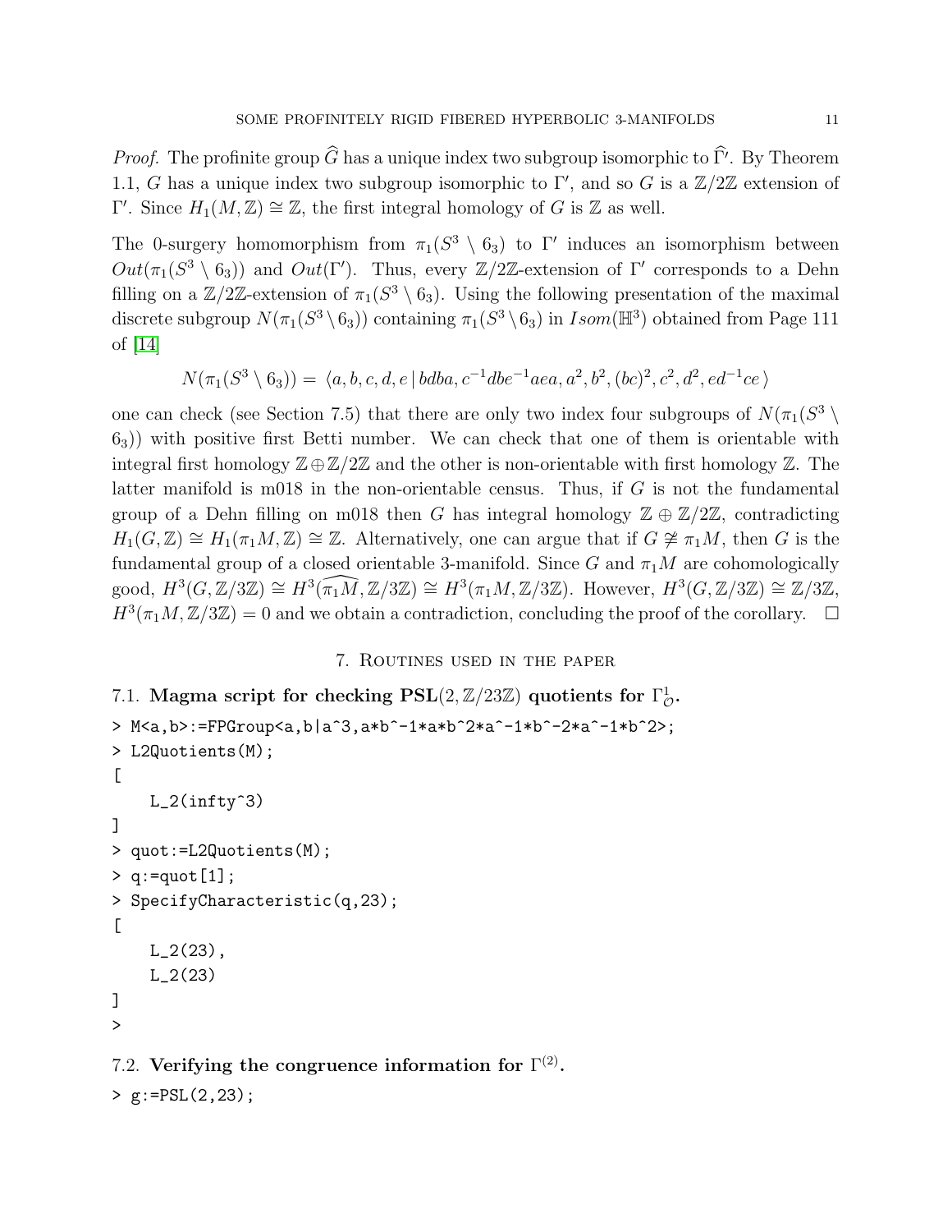*Proof.* The profinite group $\widehat{G}$ has a unique index two subgroup isomorphic to $\widehat{\Gamma'}$. By Theorem 1.1, $G$ has a unique index two subgroup isomorphic to $\Gamma'$, and so $G$ is a $\mathbb{Z}/2\mathbb{Z}$ extension of $\Gamma'$. Since $H_1(M,\mathbb{Z}) \cong \mathbb{Z}$, the first integral homology of $G$ is $\mathbb{Z}$ as well.

The 0-surgery homomorphism from $\pi_1(S^3 \setminus 6_3)$ to $\Gamma'$ induces an isomorphism between $Out(\pi_1(S^3 \setminus 6_3))$ and $Out(\Gamma')$. Thus, every $\mathbb{Z}/2\mathbb{Z}$-extension of $\Gamma'$ corresponds to a Dehn filling on a $\mathbb{Z}/2\mathbb{Z}$-extension of $\pi_1(S^3 \setminus 6_3)$. Using the following presentation of the maximal discrete subgroup $N(\pi_1(S^3 \setminus 6_3))$ containing $\pi_1(S^3 \setminus 6_3)$ in $Isom(\mathbb{H}^3)$ obtained from Page 111 of [14]

$$N(\pi_1(S^3 \setminus 6_3)) = \langle a, b, c, d, e \mid bdba, c^{-1}dbe^{-1}aea, a^2, b^2, (bc)^2, c^2, d^2, ed^{-1}ce \rangle$$

one can check (see Section 7.5) that there are only two index four subgroups of $N(\pi_1(S^3 \setminus 6_3))$ with positive first Betti number. We can check that one of them is orientable with integral first homology $\mathbb{Z} \oplus \mathbb{Z}/2\mathbb{Z}$ and the other is non-orientable with first homology $\mathbb{Z}$. The latter manifold is m018 in the non-orientable census. Thus, if $G$ is not the fundamental group of a Dehn filling on m018 then $G$ has integral homology $\mathbb{Z} \oplus \mathbb{Z}/2\mathbb{Z}$, contradicting $H_1(G,\mathbb{Z}) \cong H_1(\pi_1 M,\mathbb{Z}) \cong \mathbb{Z}$. Alternatively, one can argue that if $G \ncong \pi_1 M$, then $G$ is the fundamental group of a closed orientable 3-manifold. Since $G$ and $\pi_1 M$ are cohomologically good, $H^3(G,\mathbb{Z}/3\mathbb{Z}) \cong H^3(\widehat{\pi_1 M},\mathbb{Z}/3\mathbb{Z}) \cong H^3(\pi_1 M,\mathbb{Z}/3\mathbb{Z})$. However, $H^3(G,\mathbb{Z}/3\mathbb{Z}) \cong \mathbb{Z}/3\mathbb{Z}$, $H^3(\pi_1 M,\mathbb{Z}/3\mathbb{Z}) = 0$ and we obtain a contradiction, concluding the proof of the corollary. $\square$

## 7. Routines used in the paper

### 7.1. Magma script for checking $\mathbf{PSL}(2,\mathbb{Z}/23\mathbb{Z})$ quotients for $\Gamma^1_{\mathcal{O}}$.

```
> M<a,b>:=FPGroup<a,b|a^3,a*b^-1*a*b^2*a^-1*b^-2*a^-1*b^2>;
> L2Quotients(M);
[
    L_2(infty^3)
]
> quot:=L2Quotients(M);
> q:=quot[1];
> SpecifyCharacteristic(q,23);
[
    L_2(23),
    L_2(23)
]
>
```

### 7.2. Verifying the congruence information for $\Gamma^{(2)}$.

```
> g:=PSL(2,23);
```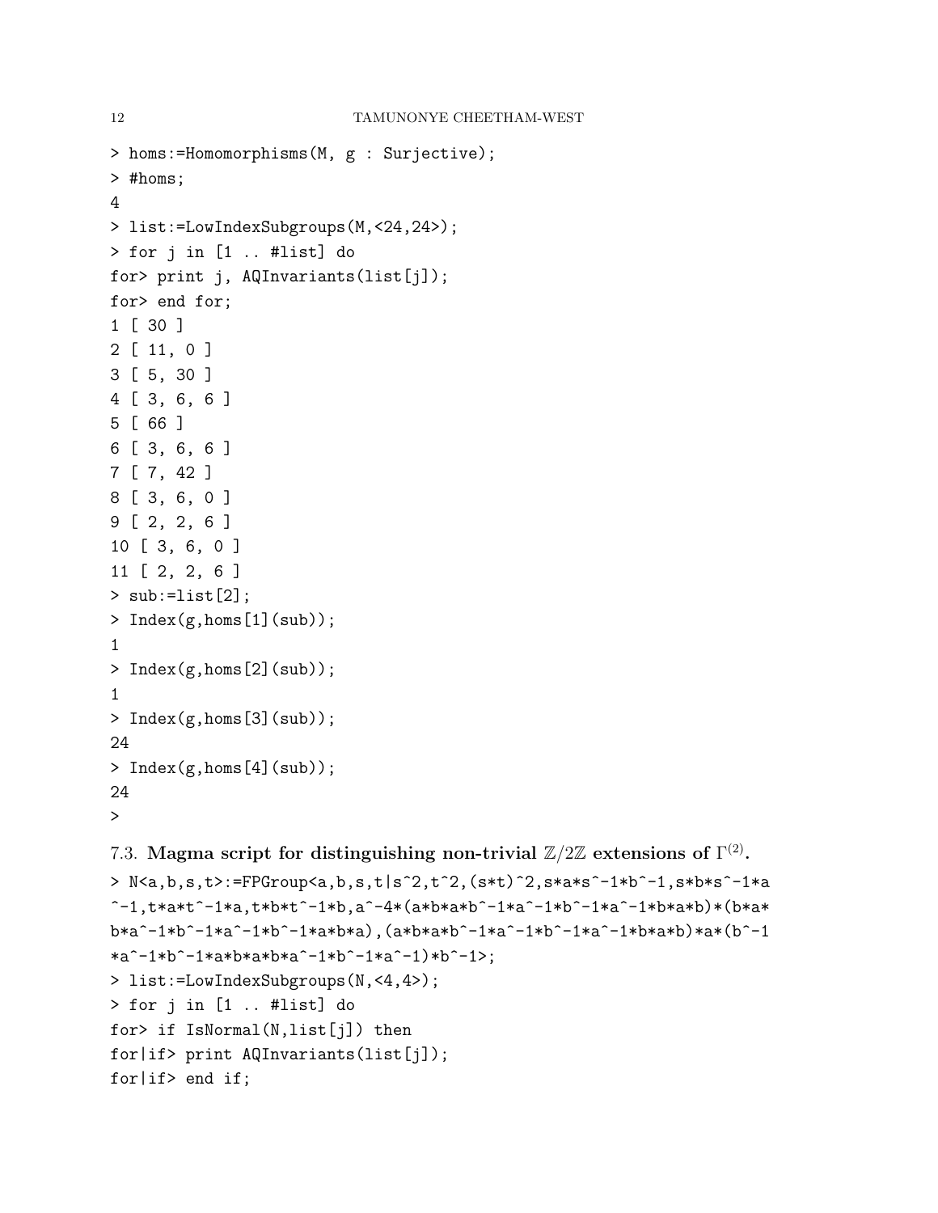```
> homs:=Homomorphisms(M, g : Surjective);
> #homs;
4
> list:=LowIndexSubgroups(M,<24,24>);
> for j in [1 .. #list] do
for> print j, AQInvariants(list[j]);
for> end for;
1 [ 30 ]
2 [ 11, 0 ]
3 [ 5, 30 ]
4 [ 3, 6, 6 ]
5 [ 66 ]
6 [ 3, 6, 6 ]
7 [ 7, 42 ]
8 [ 3, 6, 0 ]
9 [ 2, 2, 6 ]
10 [ 3, 6, 0 ]
11 [ 2, 2, 6 ]
> sub:=list[2];
> Index(g,homs[1](sub));
1
> Index(g,homs[2](sub));
1
> Index(g,homs[3](sub));
24
> Index(g,homs[4](sub));
24
>
```

### 7.3. Magma script for distinguishing non-trivial $\mathbb{Z}/2\mathbb{Z}$ extensions of $\Gamma^{(2)}$.

```
> N<a,b,s,t>:=FPGroup<a,b,s,t|s^2,t^2,(s*t)^2,s*a*s^-1*b^-1,s*b*s^-1*a
^-1,t*a*t^-1*a,t*b*t^-1*b,a^-4*(a*b*a*b^-1*a^-1*b^-1*a^-1*b*a*b)*(b*a*
b*a^-1*b^-1*a^-1*b^-1*a*b*a),(a*b*a*b^-1*a^-1*b^-1*a^-1*b*a*b)*a*(b^-1
*a^-1*b^-1*a*b*a*b*a^-1*b^-1*a^-1)*b^-1>;
> list:=LowIndexSubgroups(N,<4,4>);
> for j in [1 .. #list] do
for> if IsNormal(N,list[j]) then
for|if> print AQInvariants(list[j]);
for|if> end if;
```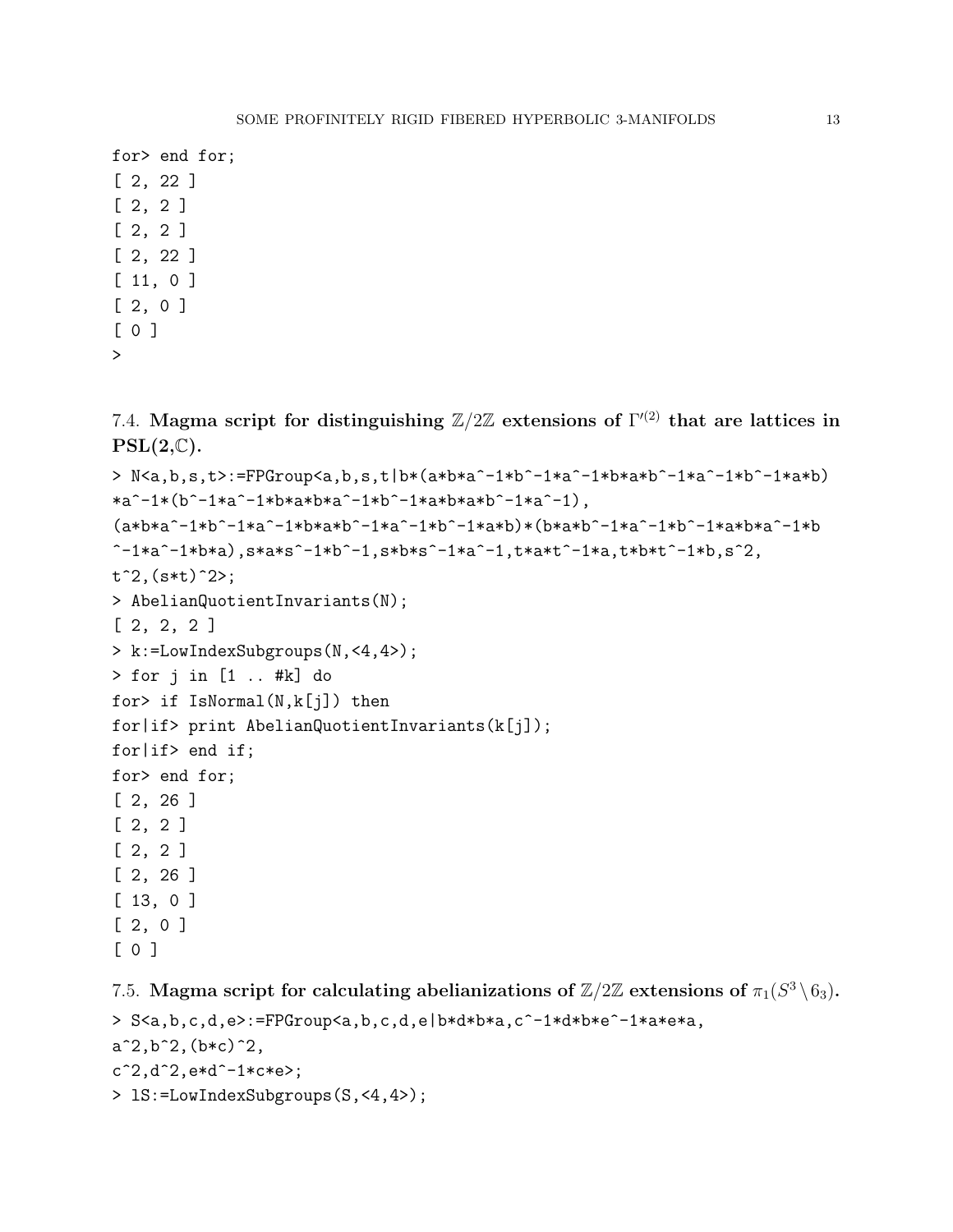```
for> end for;
[ 2, 22 ]
[ 2, 2 ]
[ 2, 2 ]
[ 2, 22 ]
[ 11, 0 ]
[ 2, 0 ]
[ 0 ]
>
```

### 7.4. Magma script for distinguishing $\mathbb{Z}/2\mathbb{Z}$ extensions of $\Gamma'^{(2)}$ that are lattices in PSL(2,$\mathbb{C}$).

```
> N<a,b,s,t>:=FPGroup<a,b,s,t|b*(a*b*a^-1*b^-1*a^-1*b*a*b^-1*a^-1*b^-1*a*b)
*a^-1*(b^-1*a^-1*b*a*b*a^-1*b^-1*a*b*a*b^-1*a^-1),
(a*b*a^-1*b^-1*a^-1*b*a*b^-1*a^-1*b^-1*a*b)*(b*a*b^-1*a^-1*b^-1*a*b*a^-1*b
^-1*a^-1*b*a),s*a*s^-1*b^-1,s*b*s^-1*a^-1,t*a*t^-1*a,t*b*t^-1*b,s^2,
t^2,(s*t)^2>;
> AbelianQuotientInvariants(N);
[ 2, 2, 2 ]
> k:=LowIndexSubgroups(N,<4,4>);
> for j in [1 .. #k] do
for> if IsNormal(N,k[j]) then
for|if> print AbelianQuotientInvariants(k[j]);
for|if> end if;
for> end for;
[ 2, 26 ]
[ 2, 2 ]
[ 2, 2 ]
[ 2, 26 ]
[ 13, 0 ]
[ 2, 0 ]
[ 0 ]
```

### 7.5. Magma script for calculating abelianizations of $\mathbb{Z}/2\mathbb{Z}$ extensions of $\pi_1(S^3 \setminus 6_3)$.

```
> S<a,b,c,d,e>:=FPGroup<a,b,c,d,e|b*d*b*a,c^-1*d*b*e^-1*a*e*a,
a^2,b^2,(b*c)^2,
c^2,d^2,e*d^-1*c*e>;
> lS:=LowIndexSubgroups(S,<4,4>);
```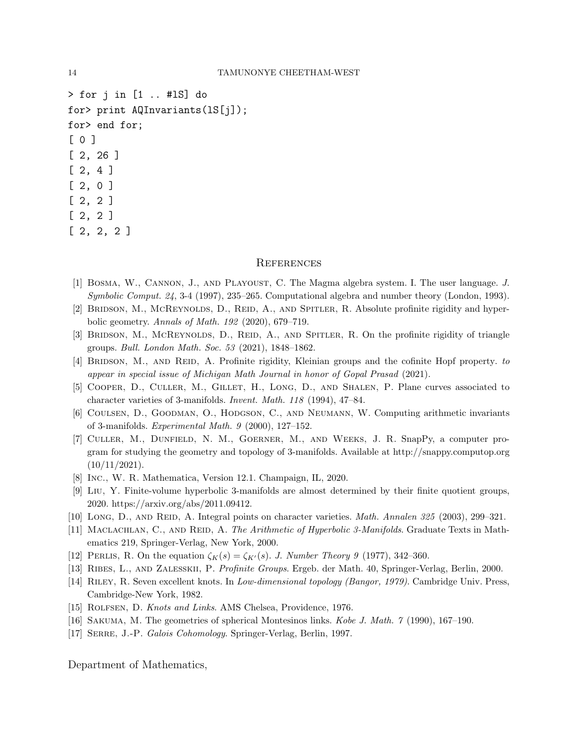```
> for j in [1 .. #lS] do
for> print AQInvariants(lS[j]);
for> end for;
[ 0 ]
[ 2, 26 ]
[ 2, 4 ]
[ 2, 0 ]
[ 2, 2 ]
[ 2, 2 ]
[ 2, 2, 2 ]
```

## References

[1] Bosma, W., Cannon, J., and Playoust, C. The Magma algebra system. I. The user language. *J. Symbolic Comput. 24*, 3-4 (1997), 235–265. Computational algebra and number theory (London, 1993).

[2] Bridson, M., McReynolds, D., Reid, A., and Spitler, R. Absolute profinite rigidity and hyperbolic geometry. *Annals of Math. 192* (2020), 679–719.

[3] Bridson, M., McReynolds, D., Reid, A., and Spitler, R. On the profinite rigidity of triangle groups. *Bull. London Math. Soc. 53* (2021), 1848–1862.

[4] Bridson, M., and Reid, A. Profinite rigidity, Kleinian groups and the cofinite Hopf property. *to appear in special issue of Michigan Math Journal in honor of Gopal Prasad* (2021).

[5] Cooper, D., Culler, M., Gillet, H., Long, D., and Shalen, P. Plane curves associated to character varieties of 3-manifolds. *Invent. Math. 118* (1994), 47–84.

[6] Coulsen, D., Goodman, O., Hodgson, C., and Neumann, W. Computing arithmetic invariants of 3-manifolds. *Experimental Math. 9* (2000), 127–152.

[7] Culler, M., Dunfield, N. M., Goerner, M., and Weeks, J. R. SnapPy, a computer program for studying the geometry and topology of 3-manifolds. Available at http://snappy.computop.org (10/11/2021).

[8] Inc., W. R. Mathematica, Version 12.1. Champaign, IL, 2020.

[9] Liu, Y. Finite-volume hyperbolic 3-manifolds are almost determined by their finite quotient groups, 2020. https://arxiv.org/abs/2011.09412.

[10] Long, D., and Reid, A. Integral points on character varieties. *Math. Annalen 325* (2003), 299–321.

[11] Maclachlan, C., and Reid, A. *The Arithmetic of Hyperbolic 3-Manifolds*. Graduate Texts in Mathematics 219, Springer-Verlag, New York, 2000.

[12] Perlis, R. On the equation $\zeta_K(s) = \zeta_{K'}(s)$. *J. Number Theory 9* (1977), 342–360.

[13] Ribes, L., and Zalesskii, P. *Profinite Groups*. Ergeb. der Math. 40, Springer-Verlag, Berlin, 2000.

[14] Riley, R. Seven excellent knots. In *Low-dimensional topology (Bangor, 1979)*. Cambridge Univ. Press, Cambridge-New York, 1982.

[15] Rolfsen, D. *Knots and Links*. AMS Chelsea, Providence, 1976.

[16] Sakuma, M. The geometries of spherical Montesinos links. *Kobe J. Math. 7* (1990), 167–190.

[17] Serre, J.-P. *Galois Cohomology*. Springer-Verlag, Berlin, 1997.

Department of Mathematics,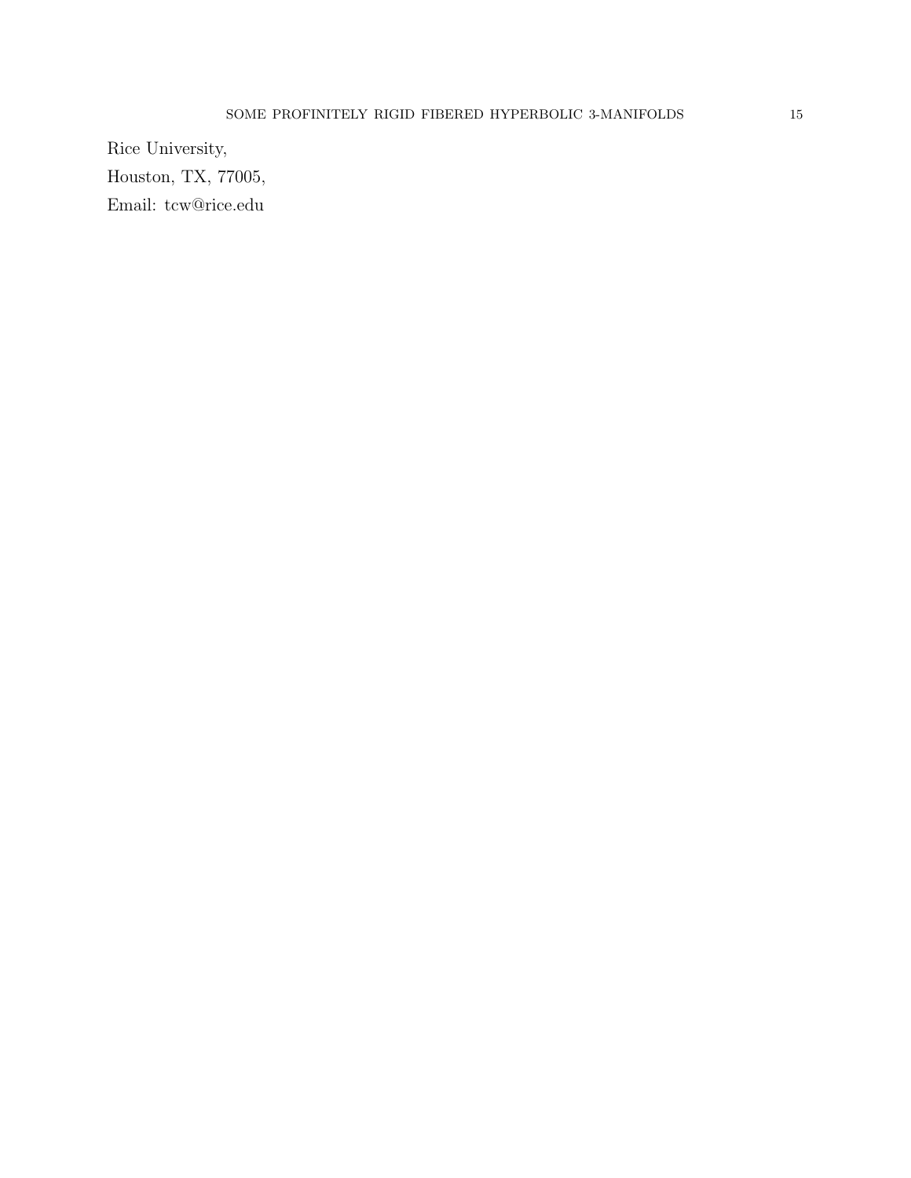Rice University,
Houston, TX, 77005,
Email: tcw@rice.edu